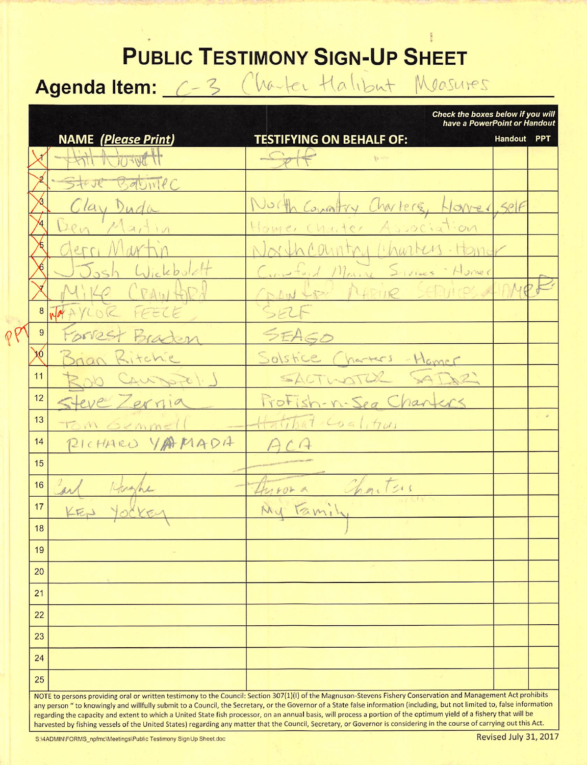# PUBLIC TESTIMONY SIGN-UP SHEET

**Agenda Item:** C-3 Charter Halibut Measures

| | NAME *(Please Print)* | TESTIFYING ON BEHALF OF: | Handout | PPT |
|---|---|---|---|---|
| 1 | ~~Hill Nowell~~ | ~~Self~~ | | |
| 2 | ~~Steve Batimec~~ | | | |
| 3 | Clay Duda | North Country Charters, Homer, self | | |
| 4 | Ben Martin | Homer Charter Association | | |
| 5 | Gerri Martin | North Country Charters - Homer | | |
| 6 | Josh Wickboldt | Crawford Marine Services - Homer | | |
| 7 | Mike Crawford | Crawford Marine Services Homer | | |
| 8 | N/A TAYLOR FEEZE | SELF | | |
| 9 | Forrest Braden | SEAGO | | |
| 10 | Brian Ritchie | Solstice Charters - Homer | | |
| 11 | Rob Campbell | SALTWATER SAFARI | | |
| 12 | Steve Zernia | ProFish-n-Sea Charters | | |
| 13 | Tom Gemmell | Halibut Coalition | | |
| 14 | RICHARD YAMADA | ACA | | |
| 15 | | | | |
| 16 | Carl Hughes | Aurora Charters | | |
| 17 | KEN YOCKEY | My Family | | |
| 18 | | | | |
| 19 | | | | |
| 20 | | | | |
| 21 | | | | |
| 22 | | | | |
| 23 | | | | |
| 24 | | | | |
| 25 | | | | |

PPT (marked beside row 9)

NOTE to persons providing oral or written testimony to the Council: Section 307(1)(I) of the Magnuson-Stevens Fishery Conservation and Management Act prohibits any person " to knowingly and willfully submit to a Council, the Secretary, or the Governor of a State false information (including, but not limited to, false information regarding the capacity and extent to which a United State fish processor, on an annual basis, will process a portion of the optimum yield of a fishery that will be harvested by fishing vessels of the United States) regarding any matter that the Council, Secretary, or Governor is considering in the course of carrying out this Act.

S:\4ADMIN\FORMS_npfmc\Meetings\Public Testimony Sign Up Sheet.doc

Revised July 31, 2017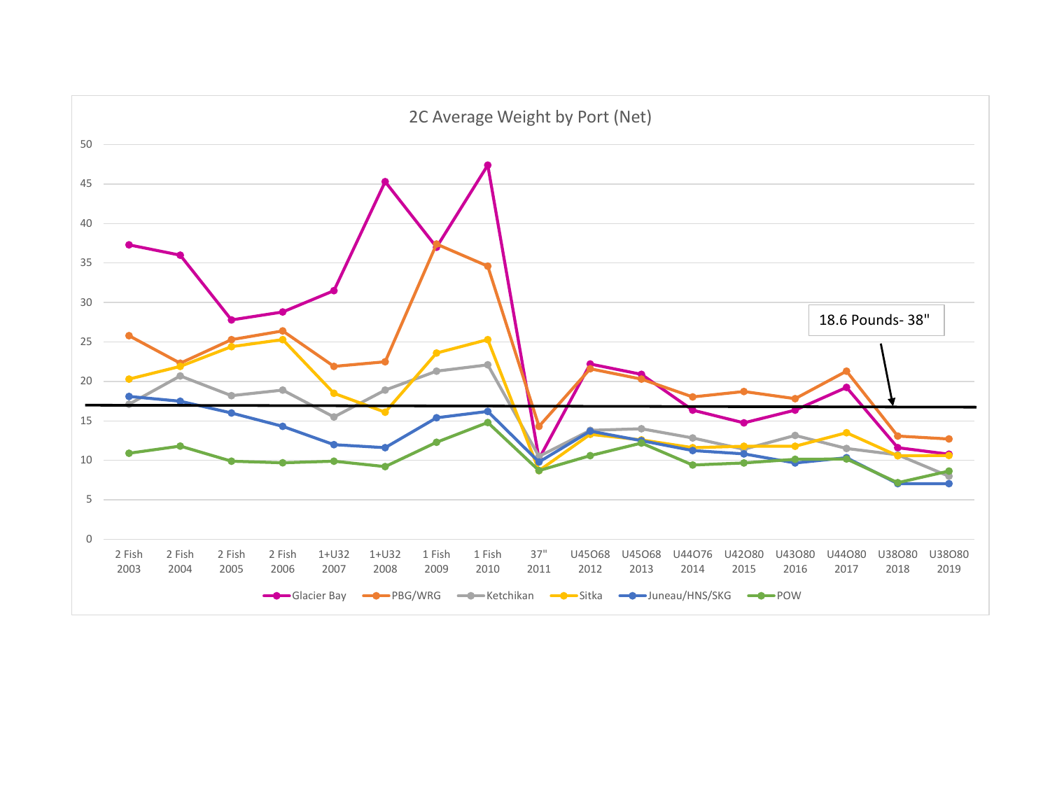## 2C Average Weight by Port (Net)

18.6 Pounds- 38"

| | 2 Fish 2003 | 2 Fish 2004 | 2 Fish 2005 | 2 Fish 2006 | 1+U32 2007 | 1+U32 2008 | 1 Fish 2009 | 1 Fish 2010 | 37" 2011 | U45O68 2012 | U45O68 2013 | U44O76 2014 | U42O80 2015 | U43O80 2016 | U44O80 2017 | U38O80 2018 | U38O80 2019 |
|---|---|---|---|---|---|---|---|---|---|---|---|---|---|---|---|---|---|
| Glacier Bay | | | | | | | | | | | | | | | | | |
| PBG/WRG | | | | | | | | | | | | | | | | | |
| Ketchikan | | | | | | | | | | | | | | | | | |
| Sitka | | | | | | | | | | | | | | | | | |
| Juneau/HNS/SKG | | | | | | | | | | | | | | | | | |
| POW | | | | | | | | | | | | | | | | | |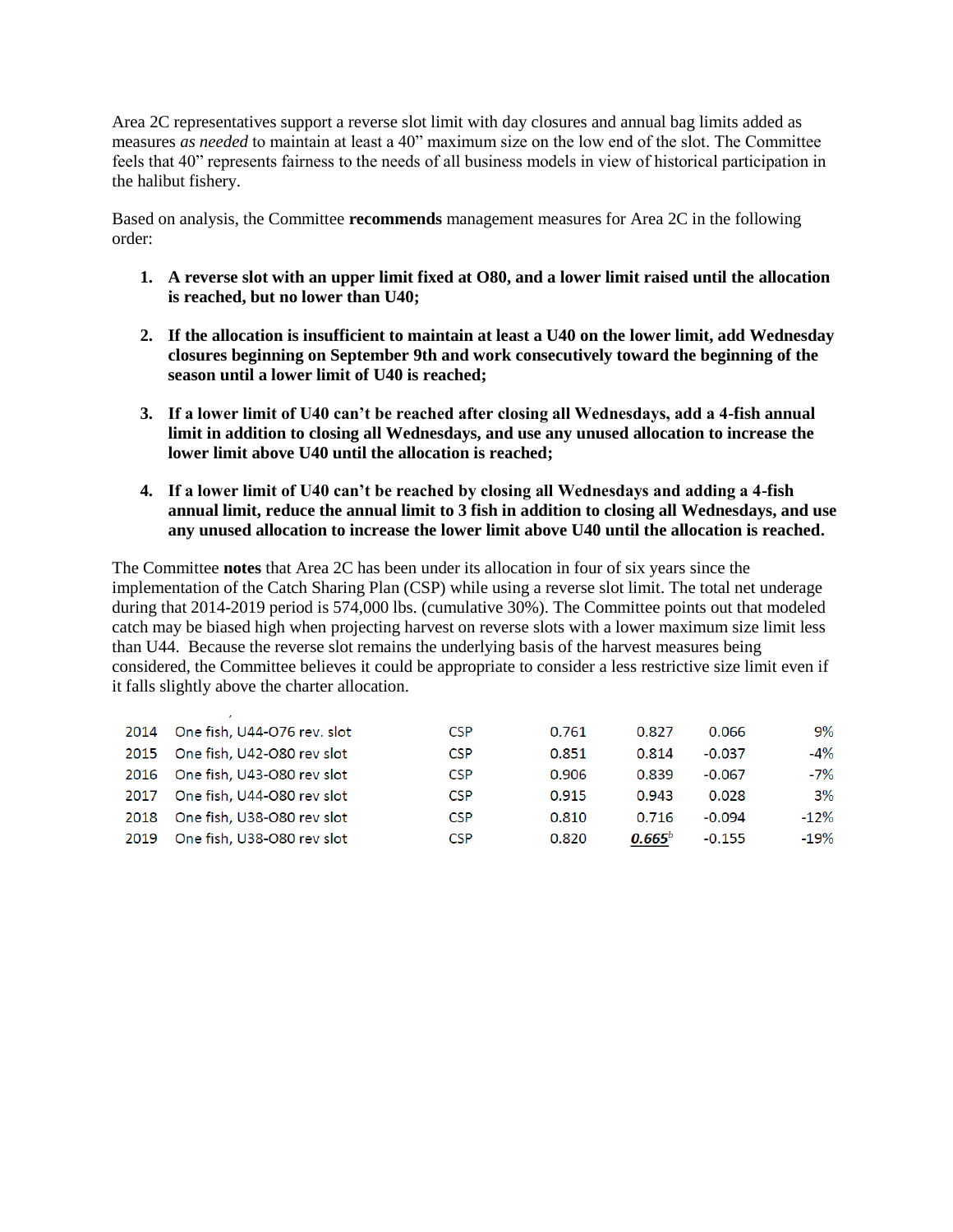Area 2C representatives support a reverse slot limit with day closures and annual bag limits added as measures *as needed* to maintain at least a 40" maximum size on the low end of the slot. The Committee feels that 40" represents fairness to the needs of all business models in view of historical participation in the halibut fishery.

Based on analysis, the Committee **recommends** management measures for Area 2C in the following order:

1. **A reverse slot with an upper limit fixed at O80, and a lower limit raised until the allocation is reached, but no lower than U40;**

2. **If the allocation is insufficient to maintain at least a U40 on the lower limit, add Wednesday closures beginning on September 9th and work consecutively toward the beginning of the season until a lower limit of U40 is reached;**

3. **If a lower limit of U40 can't be reached after closing all Wednesdays, add a 4-fish annual limit in addition to closing all Wednesdays, and use any unused allocation to increase the lower limit above U40 until the allocation is reached;**

4. **If a lower limit of U40 can't be reached by closing all Wednesdays and adding a 4-fish annual limit, reduce the annual limit to 3 fish in addition to closing all Wednesdays, and use any unused allocation to increase the lower limit above U40 until the allocation is reached.**

The Committee **notes** that Area 2C has been under its allocation in four of six years since the implementation of the Catch Sharing Plan (CSP) while using a reverse slot limit. The total net underage during that 2014-2019 period is 574,000 lbs. (cumulative 30%). The Committee points out that modeled catch may be biased high when projecting harvest on reverse slots with a lower maximum size limit less than U44. Because the reverse slot remains the underlying basis of the harvest measures being considered, the Committee believes it could be appropriate to consider a less restrictive size limit even if it falls slightly above the charter allocation.

| | | | | | | |
|---|---|---|---|---|---|---|
| 2014 | One fish, U44-O76 rev. slot | CSP | 0.761 | 0.827 | 0.066 | 9% |
| 2015 | One fish, U42-O80 rev slot | CSP | 0.851 | 0.814 | -0.037 | -4% |
| 2016 | One fish, U43-O80 rev slot | CSP | 0.906 | 0.839 | -0.067 | -7% |
| 2017 | One fish, U44-O80 rev slot | CSP | 0.915 | 0.943 | 0.028 | 3% |
| 2018 | One fish, U38-O80 rev slot | CSP | 0.810 | 0.716 | -0.094 | -12% |
| 2019 | One fish, U38-O80 rev slot | CSP | 0.820 | ***0.665***[b] | -0.155 | -19% |